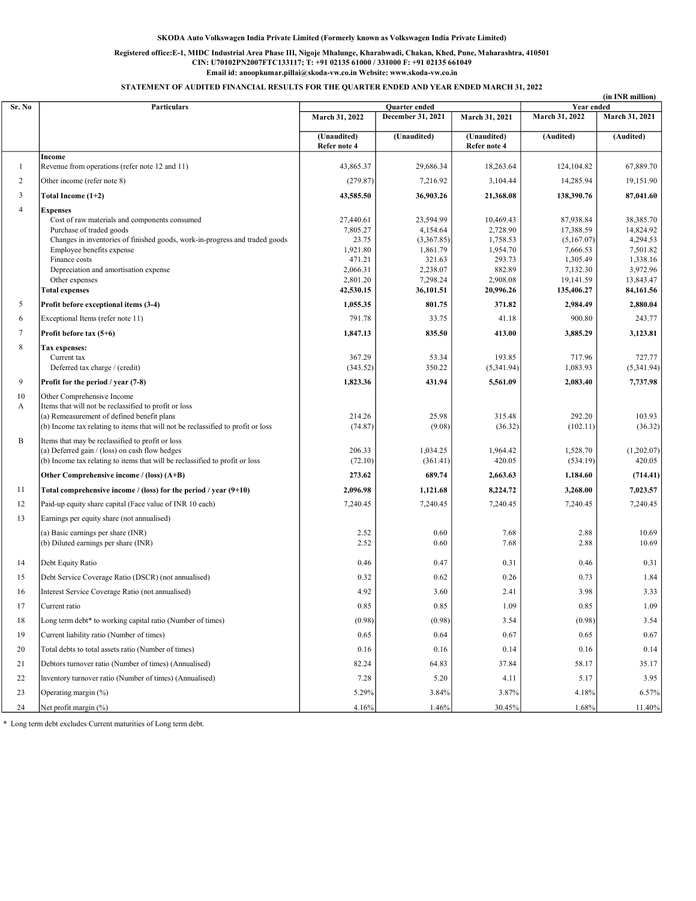**SKODA Auto Volkswagen India Private Limited (Formerly known as Volkswagen India Private Limited)**

**Registered office:E-1, MIDC Industrial Area Phase III, Nigoje Mhalunge, Kharabwadi, Chakan, Khed, Pune, Maharashtra, 410501**
**CIN: U70102PN2007FTC133117; T: +91 02135 61000 / 331000 F: +91 02135 661049**
**Email id: anoopkumar.pillai@skoda-vw.co.in Website: www.skoda-vw.co.in**

**STATEMENT OF AUDITED FINANCIAL RESULTS FOR THE QUARTER ENDED AND YEAR ENDED MARCH 31, 2022**

(in INR million)

| Sr. No | Particulars | Quarter ended | | | Year ended | |
|---|---|---|---|---|---|---|
| | | March 31, 2022 | December 31, 2021 | March 31, 2021 | March 31, 2022 | March 31, 2021 |
| | | (Unaudited) Refer note 4 | (Unaudited) | (Unaudited) Refer note 4 | (Audited) | (Audited) |
| | **Income** | | | | | |
| 1 | Revenue from operations (refer note 12 and 11) | 43,865.37 | 29,686.34 | 18,263.64 | 124,104.82 | 67,889.70 |
| 2 | Other income (refer note 8) | (279.87) | 7,216.92 | 3,104.44 | 14,285.94 | 19,151.90 |
| 3 | **Total Income (1+2)** | **43,585.50** | **36,903.26** | **21,368.08** | **138,390.76** | **87,041.60** |
| 4 | **Expenses** | | | | | |
| | Cost of raw materials and components consumed | 27,440.61 | 23,594.99 | 10,469.43 | 87,938.84 | 38,385.70 |
| | Purchase of traded goods | 7,805.27 | 4,154.64 | 2,728.90 | 17,388.59 | 14,824.92 |
| | Changes in inventories of finished goods, work-in-progress and traded goods | 23.75 | (3,367.85) | 1,758.53 | (5,167.07) | 4,294.53 |
| | Employee benefits expense | 1,921.80 | 1,861.79 | 1,954.70 | 7,666.53 | 7,501.82 |
| | Finance costs | 471.21 | 321.63 | 293.73 | 1,305.49 | 1,338.16 |
| | Depreciation and amortisation expense | 2,066.31 | 2,238.07 | 882.89 | 7,132.30 | 3,972.96 |
| | Other expenses | 2,801.20 | 7,298.24 | 2,908.08 | 19,141.59 | 13,843.47 |
| | **Total expenses** | **42,530.15** | **36,101.51** | **20,996.26** | **135,406.27** | **84,161.56** |
| 5 | **Profit before exceptional items (3-4)** | **1,055.35** | **801.75** | **371.82** | **2,984.49** | **2,880.04** |
| 6 | Exceptional Items (refer note 11) | 791.78 | 33.75 | 41.18 | 900.80 | 243.77 |
| 7 | **Profit before tax (5+6)** | **1,847.13** | **835.50** | **413.00** | **3,885.29** | **3,123.81** |
| 8 | **Tax expenses:** | | | | | |
| | Current tax | 367.29 | 53.34 | 193.85 | 717.96 | 727.77 |
| | Deferred tax charge / (credit) | (343.52) | 350.22 | (5,341.94) | 1,083.93 | (5,341.94) |
| 9 | **Profit for the period / year (7-8)** | **1,823.36** | **431.94** | **5,561.09** | **2,083.40** | **7,737.98** |
| 10 | Other Comprehensive Income | | | | | |
| A | Items that will not be reclassified to profit or loss | | | | | |
| | (a) Remeasurement of defined benefit plans | 214.26 | 25.98 | 315.48 | 292.20 | 103.93 |
| | (b) Income tax relating to items that will not be reclassified to profit or loss | (74.87) | (9.08) | (36.32) | (102.11) | (36.32) |
| B | Items that may be reclassified to profit or loss | | | | | |
| | (a) Deferred gain / (loss) on cash flow hedges | 206.33 | 1,034.25 | 1,964.42 | 1,528.70 | (1,202.07) |
| | (b) Income tax relating to items that will be reclassified to profit or loss | (72.10) | (361.41) | 420.05 | (534.19) | 420.05 |
| | **Other Comprehensive income / (loss) (A+B)** | **273.62** | **689.74** | **2,663.63** | **1,184.60** | **(714.41)** |
| 11 | **Total comprehensive income / (loss) for the period / year (9+10)** | **2,096.98** | **1,121.68** | **8,224.72** | **3,268.00** | **7,023.57** |
| 12 | Paid-up equity share capital (Face value of INR 10 each) | 7,240.45 | 7,240.45 | 7,240.45 | 7,240.45 | 7,240.45 |
| 13 | Earnings per equity share (not annualised) | | | | | |
| | (a) Basic earnings per share (INR) | 2.52 | 0.60 | 7.68 | 2.88 | 10.69 |
| | (b) Diluted earnings per share (INR) | 2.52 | 0.60 | 7.68 | 2.88 | 10.69 |
| 14 | Debt Equity Ratio | 0.46 | 0.47 | 0.31 | 0.46 | 0.31 |
| 15 | Debt Service Coverage Ratio (DSCR) (not annualised) | 0.32 | 0.62 | 0.26 | 0.73 | 1.84 |
| 16 | Interest Service Coverage Ratio (not annualised) | 4.92 | 3.60 | 2.41 | 3.98 | 3.33 |
| 17 | Current ratio | 0.85 | 0.85 | 1.09 | 0.85 | 1.09 |
| 18 | Long term debt* to working capital ratio (Number of times) | (0.98) | (0.98) | 3.54 | (0.98) | 3.54 |
| 19 | Current liability ratio (Number of times) | 0.65 | 0.64 | 0.67 | 0.65 | 0.67 |
| 20 | Total debts to total assets ratio (Number of times) | 0.16 | 0.16 | 0.14 | 0.16 | 0.14 |
| 21 | Debtors turnover ratio (Number of times) (Annualised) | 82.24 | 64.83 | 37.84 | 58.17 | 35.17 |
| 22 | Inventory turnover ratio (Number of times) (Annualised) | 7.28 | 5.20 | 4.11 | 5.17 | 3.95 |
| 23 | Operating margin (%) | 5.29% | 3.84% | 3.87% | 4.18% | 6.57% |
| 24 | Net profit margin (%) | 4.16% | 1.46% | 30.45% | 1.68% | 11.40% |

\* Long term debt excludes Current maturities of Long term debt.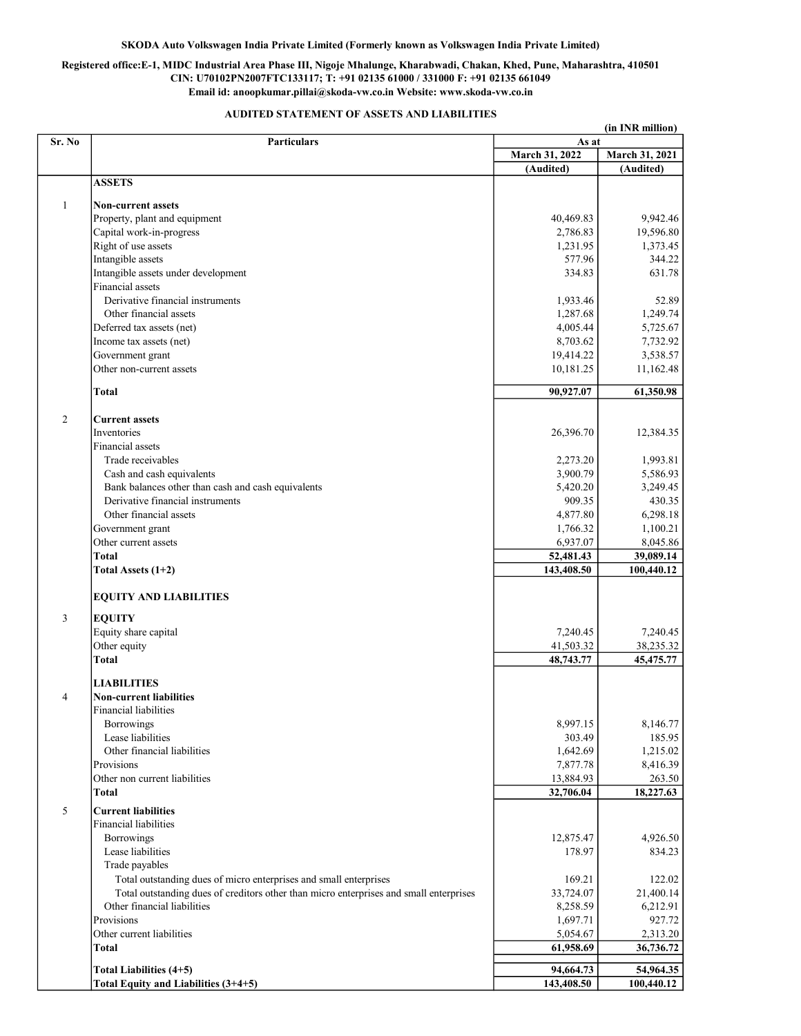**SKODA Auto Volkswagen India Private Limited (Formerly known as Volkswagen India Private Limited)**

**Registered office:E-1, MIDC Industrial Area Phase III, Nigoje Mhalunge, Kharabwadi, Chakan, Khed, Pune, Maharashtra, 410501**
**CIN: U70102PN2007FTC133117; T: +91 02135 61000 / 331000 F: +91 02135 661049**
**Email id: anoopkumar.pillai@skoda-vw.co.in Website: www.skoda-vw.co.in**

## AUDITED STATEMENT OF ASSETS AND LIABILITIES

(in INR million)

| Sr. No | Particulars | As at | |
|---|---|---|---|
| | | March 31, 2022 | March 31, 2021 |
| | | (Audited) | (Audited) |
| | **ASSETS** | | |
| 1 | **Non-current assets** | | |
| | Property, plant and equipment | 40,469.83 | 9,942.46 |
| | Capital work-in-progress | 2,786.83 | 19,596.80 |
| | Right of use assets | 1,231.95 | 1,373.45 |
| | Intangible assets | 577.96 | 344.22 |
| | Intangible assets under development | 334.83 | 631.78 |
| | Financial assets | | |
| | Derivative financial instruments | 1,933.46 | 52.89 |
| | Other financial assets | 1,287.68 | 1,249.74 |
| | Deferred tax assets (net) | 4,005.44 | 5,725.67 |
| | Income tax assets (net) | 8,703.62 | 7,732.92 |
| | Government grant | 19,414.22 | 3,538.57 |
| | Other non-current assets | 10,181.25 | 11,162.48 |
| | **Total** | **90,927.07** | **61,350.98** |
| 2 | **Current assets** | | |
| | Inventories | 26,396.70 | 12,384.35 |
| | Financial assets | | |
| | Trade receivables | 2,273.20 | 1,993.81 |
| | Cash and cash equivalents | 3,900.79 | 5,586.93 |
| | Bank balances other than cash and cash equivalents | 5,420.20 | 3,249.45 |
| | Derivative financial instruments | 909.35 | 430.35 |
| | Other financial assets | 4,877.80 | 6,298.18 |
| | Government grant | 1,766.32 | 1,100.21 |
| | Other current assets | 6,937.07 | 8,045.86 |
| | **Total** | **52,481.43** | **39,089.14** |
| | **Total Assets (1+2)** | **143,408.50** | **100,440.12** |
| | **EQUITY AND LIABILITIES** | | |
| 3 | **EQUITY** | | |
| | Equity share capital | 7,240.45 | 7,240.45 |
| | Other equity | 41,503.32 | 38,235.32 |
| | **Total** | **48,743.77** | **45,475.77** |
| | **LIABILITIES** | | |
| 4 | **Non-current liabilities** | | |
| | Financial liabilities | | |
| | Borrowings | 8,997.15 | 8,146.77 |
| | Lease liabilities | 303.49 | 185.95 |
| | Other financial liabilities | 1,642.69 | 1,215.02 |
| | Provisions | 7,877.78 | 8,416.39 |
| | Other non current liabilities | 13,884.93 | 263.50 |
| | **Total** | **32,706.04** | **18,227.63** |
| 5 | **Current liabilities** | | |
| | Financial liabilities | | |
| | Borrowings | 12,875.47 | 4,926.50 |
| | Lease liabilities | 178.97 | 834.23 |
| | Trade payables | | |
| | Total outstanding dues of micro enterprises and small enterprises | 169.21 | 122.02 |
| | Total outstanding dues of creditors other than micro enterprises and small enterprises | 33,724.07 | 21,400.14 |
| | Other financial liabilities | 8,258.59 | 6,212.91 |
| | Provisions | 1,697.71 | 927.72 |
| | Other current liabilities | 5,054.67 | 2,313.20 |
| | **Total** | **61,958.69** | **36,736.72** |
| | **Total Liabilities (4+5)** | **94,664.73** | **54,964.35** |
| | **Total Equity and Liabilities (3+4+5)** | **143,408.50** | **100,440.12** |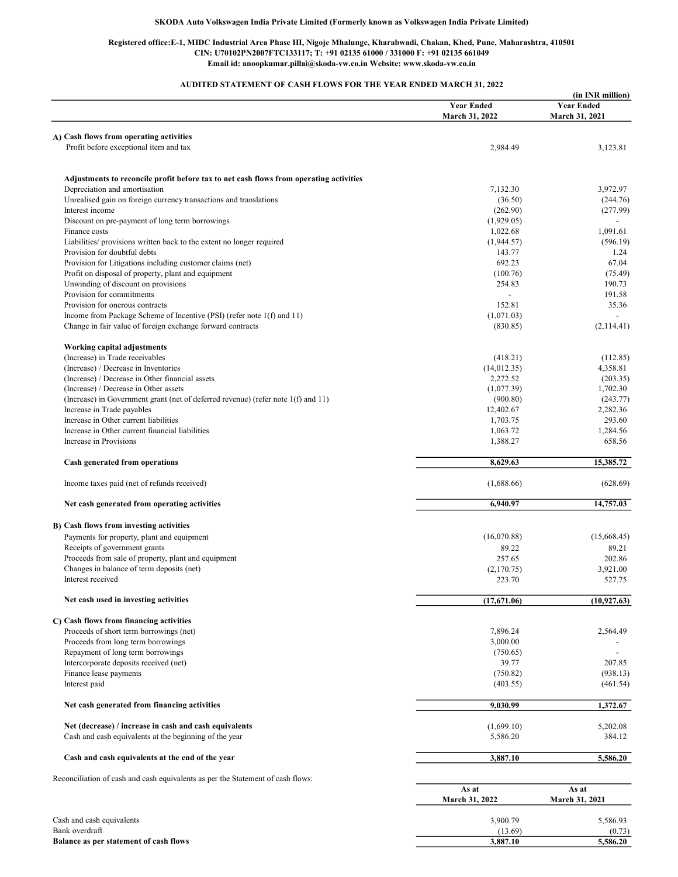**SKODA Auto Volkswagen India Private Limited (Formerly known as Volkswagen India Private Limited)**

**Registered office:E-1, MIDC Industrial Area Phase III, Nigoje Mhalunge, Kharabwadi, Chakan, Khed, Pune, Maharashtra, 410501**
**CIN: U70102PN2007FTC133117; T: +91 02135 61000 / 331000 F: +91 02135 661049**
**Email id: anoopkumar.pillai@skoda-vw.co.in Website: www.skoda-vw.co.in**

**AUDITED STATEMENT OF CASH FLOWS FOR THE YEAR ENDED MARCH 31, 2022**

(in INR million)

| | Year Ended March 31, 2022 | Year Ended March 31, 2021 |
|---|---|---|
| **A) Cash flows from operating activities** | | |
| Profit before exceptional item and tax | 2,984.49 | 3,123.81 |
| | | |
| **Adjustments to reconcile profit before tax to net cash flows from operating activities** | | |
| Depreciation and amortisation | 7,132.30 | 3,972.97 |
| Unrealised gain on foreign currency transactions and translations | (36.50) | (244.76) |
| Interest income | (262.90) | (277.99) |
| Discount on pre-payment of long term borrowings | (1,929.05) | - |
| Finance costs | 1,022.68 | 1,091.61 |
| Liabilities/ provisions written back to the extent no longer required | (1,944.57) | (596.19) |
| Provision for doubtful debts | 143.77 | 1.24 |
| Provision for Litigations including customer claims (net) | 692.23 | 67.04 |
| Profit on disposal of property, plant and equipment | (100.76) | (75.49) |
| Unwinding of discount on provisions | 254.83 | 190.73 |
| Provision for commitments | - | 191.58 |
| Provision for onerous contracts | 152.81 | 35.36 |
| Income from Package Scheme of Incentive (PSI) (refer note 1(f) and 11) | (1,071.03) | - |
| Change in fair value of foreign exchange forward contracts | (830.85) | (2,114.41) |
| | | |
| **Working capital adjustments** | | |
| (Increase) in Trade receivables | (418.21) | (112.85) |
| (Increase) / Decrease in Inventories | (14,012.35) | 4,358.81 |
| (Increase) / Decrease in Other financial assets | 2,272.52 | (203.35) |
| (Increase) / Decrease in Other assets | (1,077.39) | 1,702.30 |
| (Increase) in Government grant (net of deferred revenue) (refer note 1(f) and 11) | (900.80) | (243.77) |
| Increase in Trade payables | 12,402.67 | 2,282.36 |
| Increase in Other current liabilities | 1,703.75 | 293.60 |
| Increase in Other current financial liabilities | 1,063.72 | 1,284.56 |
| Increase in Provisions | 1,388.27 | 658.56 |
| | | |
| **Cash generated from operations** | **8,629.63** | **15,385.72** |
| | | |
| Income taxes paid (net of refunds received) | (1,688.66) | (628.69) |
| | | |
| **Net cash generated from operating activities** | **6,940.97** | **14,757.03** |
| | | |
| **B) Cash flows from investing activities** | | |
| Payments for property, plant and equipment | (16,070.88) | (15,668.45) |
| Receipts of government grants | 89.22 | 89.21 |
| Proceeds from sale of property, plant and equipment | 257.65 | 202.86 |
| Changes in balance of term deposits (net) | (2,170.75) | 3,921.00 |
| Interest received | 223.70 | 527.75 |
| | | |
| **Net cash used in investing activities** | **(17,671.06)** | **(10,927.63)** |
| | | |
| **C) Cash flows from financing activities** | | |
| Proceeds of short term borrowings (net) | 7,896.24 | 2,564.49 |
| Proceeds from long term borrowings | 3,000.00 | - |
| Repayment of long term borrowings | (750.65) | - |
| Intercorporate deposits received (net) | 39.77 | 207.85 |
| Finance lease payments | (750.82) | (938.13) |
| Interest paid | (403.55) | (461.54) |
| | | |
| **Net cash generated from financing activities** | **9,030.99** | **1,372.67** |
| | | |
| **Net (decrease) / increase in cash and cash equivalents** | (1,699.10) | 5,202.08 |
| Cash and cash equivalents at the beginning of the year | 5,586.20 | 384.12 |
| | | |
| **Cash and cash equivalents at the end of the year** | **3,887.10** | **5,586.20** |

Reconciliation of cash and cash equivalents as per the Statement of cash flows:

| | As at March 31, 2022 | As at March 31, 2021 |
|---|---|---|
| Cash and cash equivalents | 3,900.79 | 5,586.93 |
| Bank overdraft | (13.69) | (0.73) |
| **Balance as per statement of cash flows** | **3,887.10** | **5,586.20** |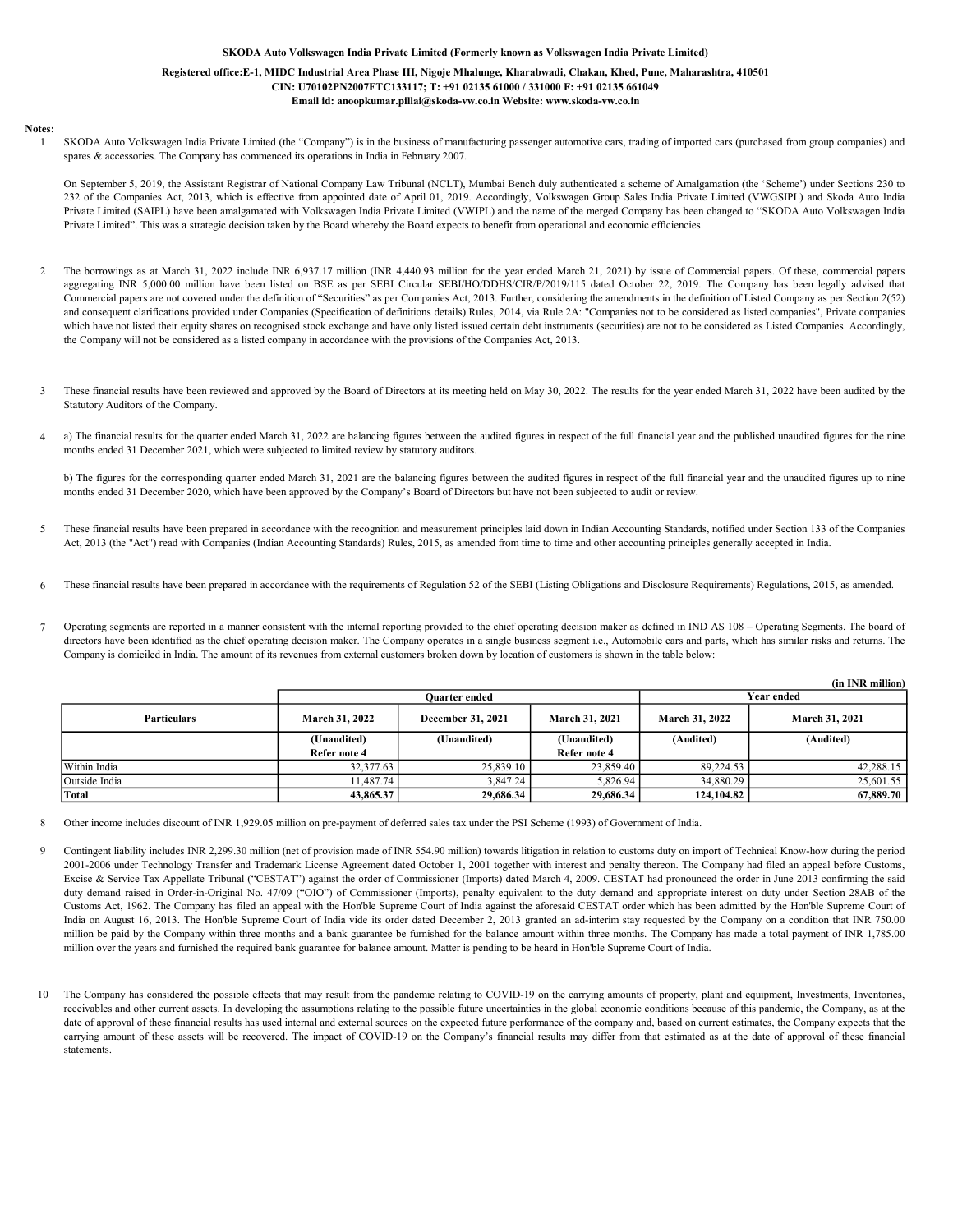**SKODA Auto Volkswagen India Private Limited (Formerly known as Volkswagen India Private Limited)**

**Registered office:E-1, MIDC Industrial Area Phase III, Nigoje Mhalunge, Kharabwadi, Chakan, Khed, Pune, Maharashtra, 410501**

**CIN: U70102PN2007FTC133117; T: +91 02135 61000 / 331000 F: +91 02135 661049**

**Email id: anoopkumar.pillai@skoda-vw.co.in Website: www.skoda-vw.co.in**

**Notes:**

1 SKODA Auto Volkswagen India Private Limited (the "Company") is in the business of manufacturing passenger automotive cars, trading of imported cars (purchased from group companies) and spares & accessories. The Company has commenced its operations in India in February 2007.

On September 5, 2019, the Assistant Registrar of National Company Law Tribunal (NCLT), Mumbai Bench duly authenticated a scheme of Amalgamation (the 'Scheme') under Sections 230 to 232 of the Companies Act, 2013, which is effective from appointed date of April 01, 2019. Accordingly, Volkswagen Group Sales India Private Limited (VWGSIPL) and Skoda Auto India Private Limited (SAIPL) have been amalgamated with Volkswagen India Private Limited (VWIPL) and the name of the merged Company has been changed to "SKODA Auto Volkswagen India Private Limited". This was a strategic decision taken by the Board whereby the Board expects to benefit from operational and economic efficiencies.

2 The borrowings as at March 31, 2022 include INR 6,937.17 million (INR 4,440.93 million for the year ended March 21, 2021) by issue of Commercial papers. Of these, commercial papers aggregating INR 5,000.00 million have been listed on BSE as per SEBI Circular SEBI/HO/DDHS/CIR/P/2019/115 dated October 22, 2019. The Company has been legally advised that Commercial papers are not covered under the definition of "Securities" as per Companies Act, 2013. Further, considering the amendments in the definition of Listed Company as per Section 2(52) and consequent clarifications provided under Companies (Specification of definitions details) Rules, 2014, via Rule 2A: "Companies not to be considered as listed companies", Private companies which have not listed their equity shares on recognised stock exchange and have only listed issued certain debt instruments (securities) are not to be considered as Listed Companies. Accordingly, the Company will not be considered as a listed company in accordance with the provisions of the Companies Act, 2013.

3 These financial results have been reviewed and approved by the Board of Directors at its meeting held on May 30, 2022. The results for the year ended March 31, 2022 have been audited by the Statutory Auditors of the Company.

4 a) The financial results for the quarter ended March 31, 2022 are balancing figures between the audited figures in respect of the full financial year and the published unaudited figures for the nine months ended 31 December 2021, which were subjected to limited review by statutory auditors.

b) The figures for the corresponding quarter ended March 31, 2021 are the balancing figures between the audited figures in respect of the full financial year and the unaudited figures up to nine months ended 31 December 2020, which have been approved by the Company's Board of Directors but have not been subjected to audit or review.

5 These financial results have been prepared in accordance with the recognition and measurement principles laid down in Indian Accounting Standards, notified under Section 133 of the Companies Act, 2013 (the "Act") read with Companies (Indian Accounting Standards) Rules, 2015, as amended from time to time and other accounting principles generally accepted in India.

6 These financial results have been prepared in accordance with the requirements of Regulation 52 of the SEBI (Listing Obligations and Disclosure Requirements) Regulations, 2015, as amended.

7 Operating segments are reported in a manner consistent with the internal reporting provided to the chief operating decision maker as defined in IND AS 108 – Operating Segments. The board of directors have been identified as the chief operating decision maker. The Company operates in a single business segment i.e., Automobile cars and parts, which has similar risks and returns. The Company is domiciled in India. The amount of its revenues from external customers broken down by location of customers is shown in the table below:

**(in INR million)**

| Particulars | Quarter ended | | | Year ended | |
|---|---|---|---|---|---|
| | **March 31, 2022** | **December 31, 2021** | **March 31, 2021** | **March 31, 2022** | **March 31, 2021** |
| | **(Unaudited) Refer note 4** | **(Unaudited)** | **(Unaudited) Refer note 4** | **(Audited)** | **(Audited)** |
| Within India | 32,377.63 | 25,839.10 | 23,859.40 | 89,224.53 | 42,288.15 |
| Outside India | 11,487.74 | 3,847.24 | 5,826.94 | 34,880.29 | 25,601.55 |
| **Total** | **43,865.37** | **29,686.34** | **29,686.34** | **124,104.82** | **67,889.70** |

8 Other income includes discount of INR 1,929.05 million on pre-payment of deferred sales tax under the PSI Scheme (1993) of Government of India.

9 Contingent liability includes INR 2,299.30 million (net of provision made of INR 554.90 million) towards litigation in relation to customs duty on import of Technical Know-how during the period 2001-2006 under Technology Transfer and Trademark License Agreement dated October 1, 2001 together with interest and penalty thereon. The Company had filed an appeal before Customs, Excise & Service Tax Appellate Tribunal ("CESTAT") against the order of Commissioner (Imports) dated March 4, 2009. CESTAT had pronounced the order in June 2013 confirming the said duty demand raised in Order-in-Original No. 47/09 ("OIO") of Commissioner (Imports), penalty equivalent to the duty demand and appropriate interest on duty under Section 28AB of the Customs Act, 1962. The Company has filed an appeal with the Hon'ble Supreme Court of India against the aforesaid CESTAT order which has been admitted by the Hon'ble Supreme Court of India on August 16, 2013. The Hon'ble Supreme Court of India vide its order dated December 2, 2013 granted an ad-interim stay requested by the Company on a condition that INR 750.00 million be paid by the Company within three months and a bank guarantee be furnished for the balance amount within three months. The Company has made a total payment of INR 1,785.00 million over the years and furnished the required bank guarantee for balance amount. Matter is pending to be heard in Hon'ble Supreme Court of India.

10 The Company has considered the possible effects that may result from the pandemic relating to COVID-19 on the carrying amounts of property, plant and equipment, Investments, Inventories, receivables and other current assets. In developing the assumptions relating to the possible future uncertainties in the global economic conditions because of this pandemic, the Company, as at the date of approval of these financial results has used internal and external sources on the expected future performance of the company and, based on current estimates, the Company expects that the carrying amount of these assets will be recovered. The impact of COVID-19 on the Company's financial results may differ from that estimated as at the date of approval of these financial statements.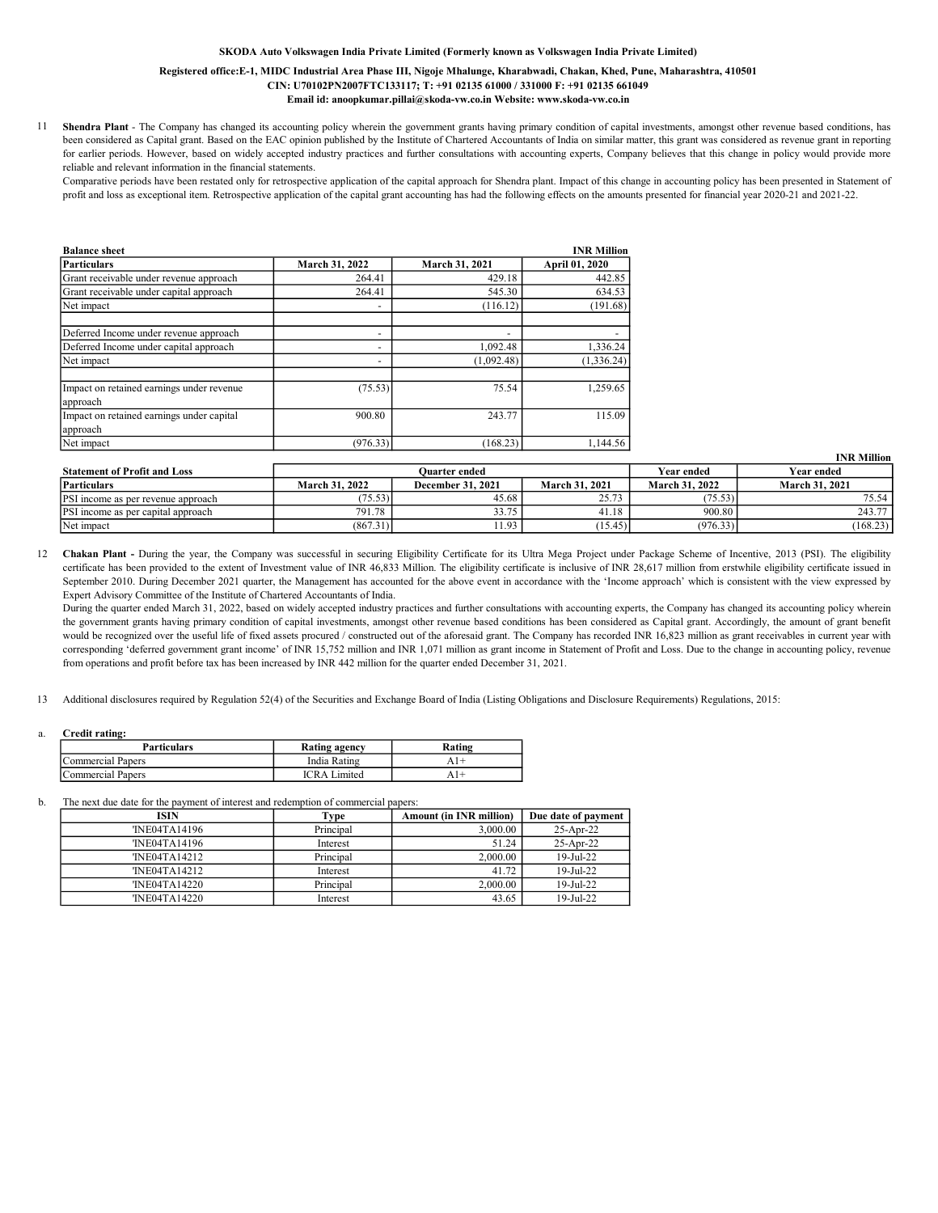**SKODA Auto Volkswagen India Private Limited (Formerly known as Volkswagen India Private Limited)**

**Registered office:E-1, MIDC Industrial Area Phase III, Nigoje Mhalunge, Kharabwadi, Chakan, Khed, Pune, Maharashtra, 410501**
**CIN: U70102PN2007FTC133117; T: +91 02135 61000 / 331000 F: +91 02135 661049**
**Email id: anoopkumar.pillai@skoda-vw.co.in Website: www.skoda-vw.co.in**

11 **Shendra Plant** - The Company has changed its accounting policy wherein the government grants having primary condition of capital investments, amongst other revenue based conditions, has been considered as Capital grant. Based on the EAC opinion published by the Institute of Chartered Accountants of India on similar matter, this grant was considered as revenue grant in reporting for earlier periods. However, based on widely accepted industry practices and further consultations with accounting experts, Company believes that this change in policy would provide more reliable and relevant information in the financial statements.

Comparative periods have been restated only for retrospective application of the capital approach for Shendra plant. Impact of this change in accounting policy has been presented in Statement of profit and loss as exceptional item. Retrospective application of the capital grant accounting has had the following effects on the amounts presented for financial year 2020-21 and 2021-22.

**Balance sheet** — INR Million

| Particulars | March 31, 2022 | March 31, 2021 | April 01, 2020 |
|---|---|---|---|
| Grant receivable under revenue approach | 264.41 | 429.18 | 442.85 |
| Grant receivable under capital approach | 264.41 | 545.30 | 634.53 |
| Net impact | - | (116.12) | (191.68) |
| | | | |
| Deferred Income under revenue approach | - | - | - |
| Deferred Income under capital approach | - | 1,092.48 | 1,336.24 |
| Net impact | - | (1,092.48) | (1,336.24) |
| | | | |
| Impact on retained earnings under revenue approach | (75.53) | 75.54 | 1,259.65 |
| Impact on retained earnings under capital approach | 900.80 | 243.77 | 115.09 |
| Net impact | (976.33) | (168.23) | 1,144.56 |

INR Million

| Statement of Profit and Loss | Quarter ended | | | Year ended | Year ended |
|---|---|---|---|---|---|
| Particulars | March 31, 2022 | December 31, 2021 | March 31, 2021 | March 31, 2022 | March 31, 2021 |
| PSI income as per revenue approach | (75.53) | 45.68 | 25.73 | (75.53) | 75.54 |
| PSI income as per capital approach | 791.78 | 33.75 | 41.18 | 900.80 | 243.77 |
| Net impact | (867.31) | 11.93 | (15.45) | (976.33) | (168.23) |

12 **Chakan Plant -** During the year, the Company was successful in securing Eligibility Certificate for its Ultra Mega Project under Package Scheme of Incentive, 2013 (PSI). The eligibility certificate has been provided to the extent of Investment value of INR 46,833 Million. The eligibility certificate is inclusive of INR 28,617 million from erstwhile eligibility certificate issued in September 2010. During December 2021 quarter, the Management has accounted for the above event in accordance with the 'Income approach' which is consistent with the view expressed by Expert Advisory Committee of the Institute of Chartered Accountants of India.

During the quarter ended March 31, 2022, based on widely accepted industry practices and further consultations with accounting experts, the Company has changed its accounting policy wherein the government grants having primary condition of capital investments, amongst other revenue based conditions has been considered as Capital grant. Accordingly, the amount of grant benefit would be recognized over the useful life of fixed assets procured / constructed out of the aforesaid grant. The Company has recorded INR 16,823 million as grant receivables in current year with corresponding 'deferred government grant income' of INR 15,752 million and INR 1,071 million as grant income in Statement of Profit and Loss. Due to the change in accounting policy, revenue from operations and profit before tax has been increased by INR 442 million for the quarter ended December 31, 2021.

13 Additional disclosures required by Regulation 52(4) of the Securities and Exchange Board of India (Listing Obligations and Disclosure Requirements) Regulations, 2015:

a. **Credit rating:**

| Particulars | Rating agency | Rating |
|---|---|---|
| Commercial Papers | India Rating | A1+ |
| Commercial Papers | ICRA Limited | A1+ |

b. The next due date for the payment of interest and redemption of commercial papers:

| ISIN | Type | Amount (in INR million) | Due date of payment |
|---|---|---|---|
| 'INE04TA14196 | Principal | 3,000.00 | 25-Apr-22 |
| 'INE04TA14196 | Interest | 51.24 | 25-Apr-22 |
| 'INE04TA14212 | Principal | 2,000.00 | 19-Jul-22 |
| 'INE04TA14212 | Interest | 41.72 | 19-Jul-22 |
| 'INE04TA14220 | Principal | 2,000.00 | 19-Jul-22 |
| 'INE04TA14220 | Interest | 43.65 | 19-Jul-22 |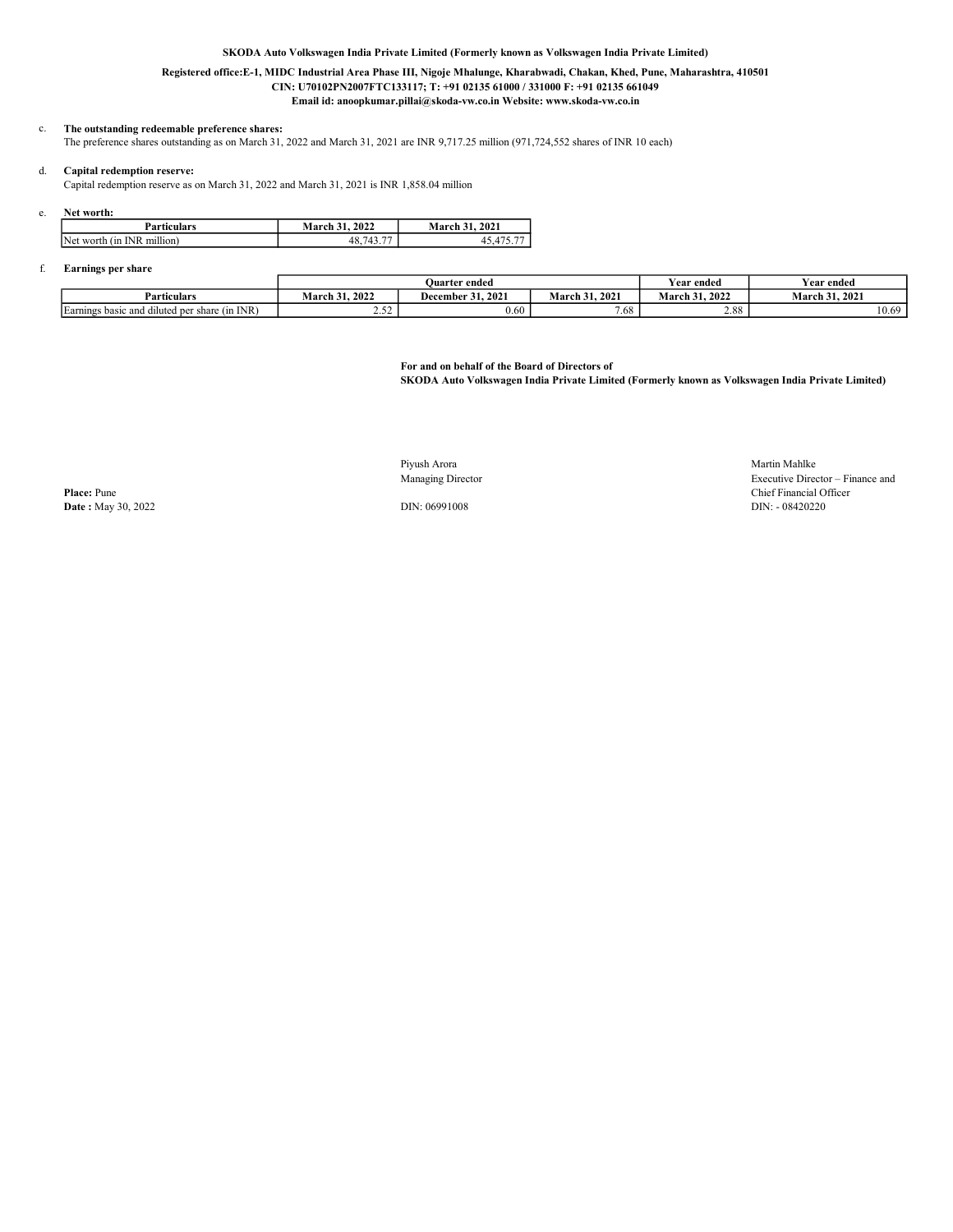**SKODA Auto Volkswagen India Private Limited (Formerly known as Volkswagen India Private Limited)**

**Registered office:E-1, MIDC Industrial Area Phase III, Nigoje Mhalunge, Kharabwadi, Chakan, Khed, Pune, Maharashtra, 410501**
**CIN: U70102PN2007FTC133117; T: +91 02135 61000 / 331000 F: +91 02135 661049**
**Email id: anoopkumar.pillai@skoda-vw.co.in Website: www.skoda-vw.co.in**

c. **The outstanding redeemable preference shares:**
The preference shares outstanding as on March 31, 2022 and March 31, 2021 are INR 9,717.25 million (971,724,552 shares of INR 10 each)

d. **Capital redemption reserve:**
Capital redemption reserve as on March 31, 2022 and March 31, 2021 is INR 1,858.04 million

e. **Net worth:**

| Particulars | March 31, 2022 | March 31, 2021 |
|---|---|---|
| Net worth (in INR million) | 48,743.77 | 45,475.77 |

f. **Earnings per share**

| | Quarter ended | | | Year ended | Year ended |
|---|---|---|---|---|---|
| Particulars | March 31, 2022 | December 31, 2021 | March 31, 2021 | March 31, 2022 | March 31, 2021 |
| Earnings basic and diluted per share (in INR) | 2.52 | 0.60 | 7.68 | 2.88 | 10.69 |

**For and on behalf of the Board of Directors of**
**SKODA Auto Volkswagen India Private Limited (Formerly known as Volkswagen India Private Limited)**

Piyush Arora
Managing Director
DIN: 06991008

Martin Mahlke
Executive Director – Finance and Chief Financial Officer
DIN: - 08420220

**Place:** Pune
**Date :** May 30, 2022